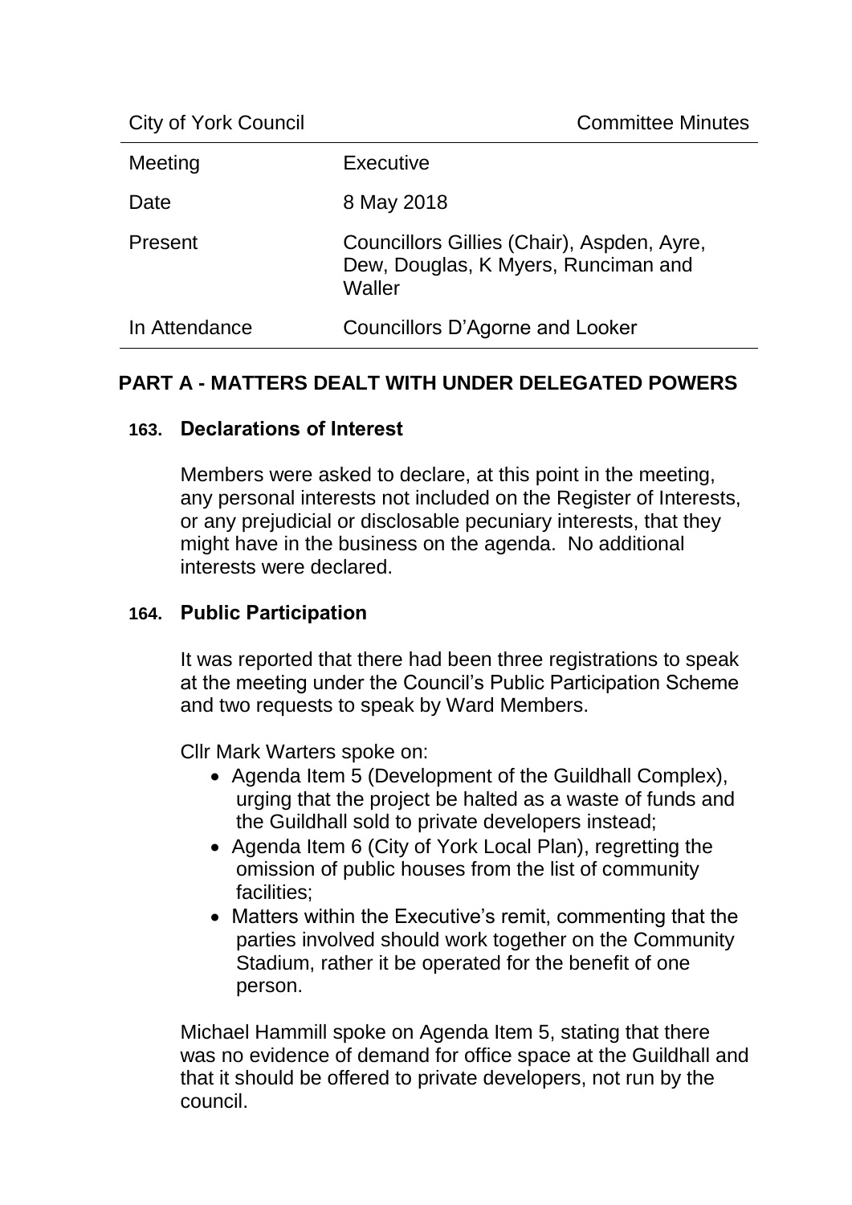| City of York Council | Committee Minutes |
|---|---|
| Meeting | Executive |
| Date | 8 May 2018 |
| Present | Councillors Gillies (Chair), Aspden, Ayre, Dew, Douglas, K Myers, Runciman and Waller |
| In Attendance | Councillors D'Agorne and Looker |

## PART A - MATTERS DEALT WITH UNDER DELEGATED POWERS

### 163. Declarations of Interest

Members were asked to declare, at this point in the meeting, any personal interests not included on the Register of Interests, or any prejudicial or disclosable pecuniary interests, that they might have in the business on the agenda. No additional interests were declared.

### 164. Public Participation

It was reported that there had been three registrations to speak at the meeting under the Council's Public Participation Scheme and two requests to speak by Ward Members.

Cllr Mark Warters spoke on:

- Agenda Item 5 (Development of the Guildhall Complex), urging that the project be halted as a waste of funds and the Guildhall sold to private developers instead;
- Agenda Item 6 (City of York Local Plan), regretting the omission of public houses from the list of community facilities;
- Matters within the Executive's remit, commenting that the parties involved should work together on the Community Stadium, rather it be operated for the benefit of one person.

Michael Hammill spoke on Agenda Item 5, stating that there was no evidence of demand for office space at the Guildhall and that it should be offered to private developers, not run by the council.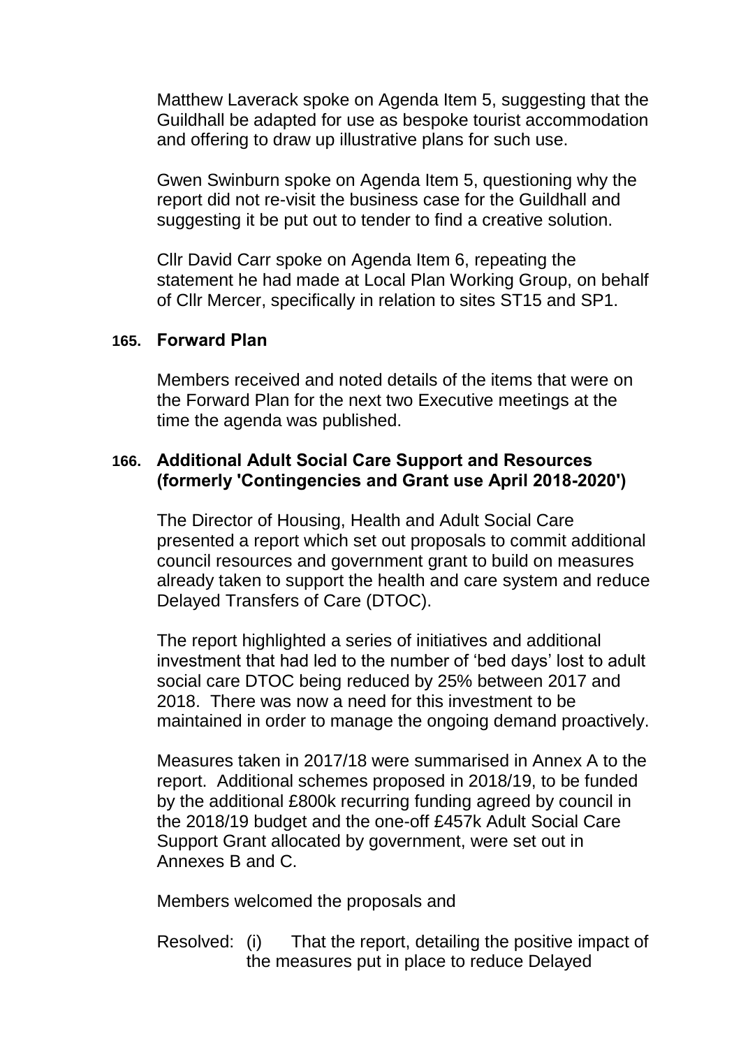Matthew Laverack spoke on Agenda Item 5, suggesting that the Guildhall be adapted for use as bespoke tourist accommodation and offering to draw up illustrative plans for such use.

Gwen Swinburn spoke on Agenda Item 5, questioning why the report did not re-visit the business case for the Guildhall and suggesting it be put out to tender to find a creative solution.

Cllr David Carr spoke on Agenda Item 6, repeating the statement he had made at Local Plan Working Group, on behalf of Cllr Mercer, specifically in relation to sites ST15 and SP1.

### 165. Forward Plan

Members received and noted details of the items that were on the Forward Plan for the next two Executive meetings at the time the agenda was published.

### 166. Additional Adult Social Care Support and Resources (formerly 'Contingencies and Grant use April 2018-2020')

The Director of Housing, Health and Adult Social Care presented a report which set out proposals to commit additional council resources and government grant to build on measures already taken to support the health and care system and reduce Delayed Transfers of Care (DTOC).

The report highlighted a series of initiatives and additional investment that had led to the number of 'bed days' lost to adult social care DTOC being reduced by 25% between 2017 and 2018. There was now a need for this investment to be maintained in order to manage the ongoing demand proactively.

Measures taken in 2017/18 were summarised in Annex A to the report. Additional schemes proposed in 2018/19, to be funded by the additional £800k recurring funding agreed by council in the 2018/19 budget and the one-off £457k Adult Social Care Support Grant allocated by government, were set out in Annexes B and C.

Members welcomed the proposals and

Resolved: (i) That the report, detailing the positive impact of the measures put in place to reduce Delayed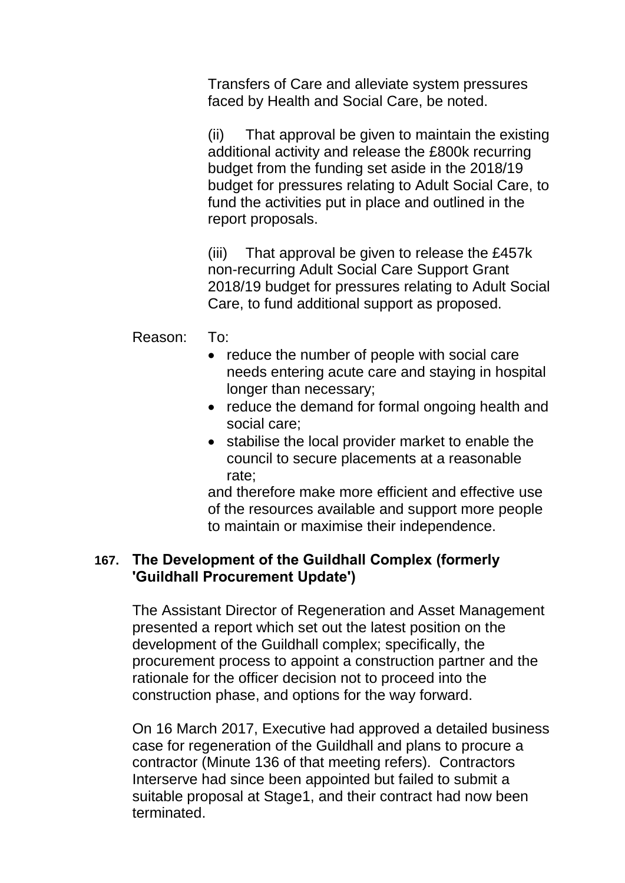Transfers of Care and alleviate system pressures faced by Health and Social Care, be noted.

(ii) That approval be given to maintain the existing additional activity and release the £800k recurring budget from the funding set aside in the 2018/19 budget for pressures relating to Adult Social Care, to fund the activities put in place and outlined in the report proposals.

(iii) That approval be given to release the £457k non-recurring Adult Social Care Support Grant 2018/19 budget for pressures relating to Adult Social Care, to fund additional support as proposed.

Reason: To:

- reduce the number of people with social care needs entering acute care and staying in hospital longer than necessary;
- reduce the demand for formal ongoing health and social care;
- stabilise the local provider market to enable the council to secure placements at a reasonable rate;

and therefore make more efficient and effective use of the resources available and support more people to maintain or maximise their independence.

## 167. The Development of the Guildhall Complex (formerly 'Guildhall Procurement Update')

The Assistant Director of Regeneration and Asset Management presented a report which set out the latest position on the development of the Guildhall complex; specifically, the procurement process to appoint a construction partner and the rationale for the officer decision not to proceed into the construction phase, and options for the way forward.

On 16 March 2017, Executive had approved a detailed business case for regeneration of the Guildhall and plans to procure a contractor (Minute 136 of that meeting refers). Contractors Interserve had since been appointed but failed to submit a suitable proposal at Stage1, and their contract had now been terminated.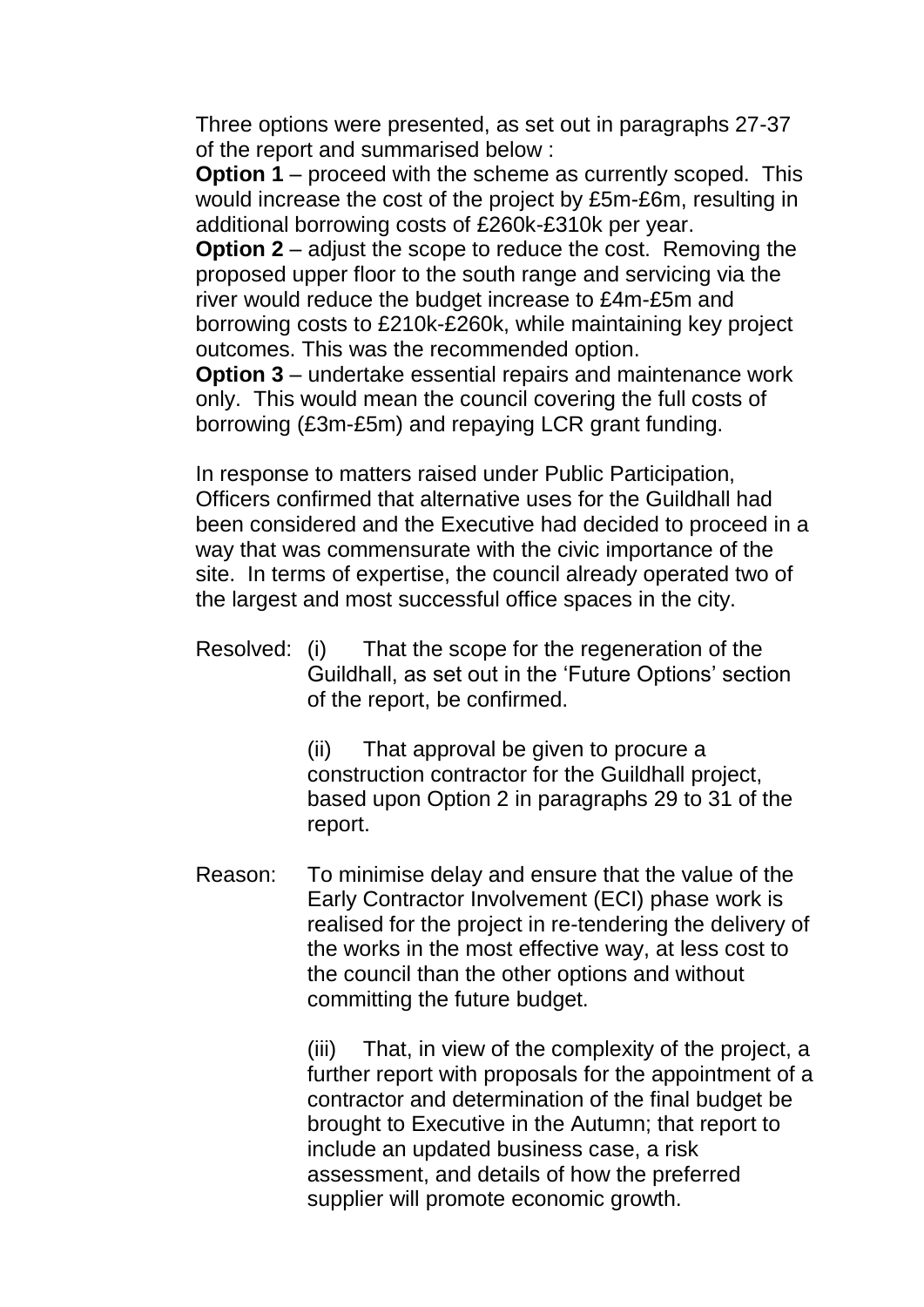Three options were presented, as set out in paragraphs 27-37 of the report and summarised below :

**Option 1** – proceed with the scheme as currently scoped. This would increase the cost of the project by £5m-£6m, resulting in additional borrowing costs of £260k-£310k per year.

**Option 2** – adjust the scope to reduce the cost. Removing the proposed upper floor to the south range and servicing via the river would reduce the budget increase to £4m-£5m and borrowing costs to £210k-£260k, while maintaining key project outcomes. This was the recommended option.

**Option 3** – undertake essential repairs and maintenance work only. This would mean the council covering the full costs of borrowing (£3m-£5m) and repaying LCR grant funding.

In response to matters raised under Public Participation, Officers confirmed that alternative uses for the Guildhall had been considered and the Executive had decided to proceed in a way that was commensurate with the civic importance of the site. In terms of expertise, the council already operated two of the largest and most successful office spaces in the city.

Resolved: (i) That the scope for the regeneration of the Guildhall, as set out in the 'Future Options' section of the report, be confirmed.

(ii) That approval be given to procure a construction contractor for the Guildhall project, based upon Option 2 in paragraphs 29 to 31 of the report.

Reason: To minimise delay and ensure that the value of the Early Contractor Involvement (ECI) phase work is realised for the project in re-tendering the delivery of the works in the most effective way, at less cost to the council than the other options and without committing the future budget.

(iii) That, in view of the complexity of the project, a further report with proposals for the appointment of a contractor and determination of the final budget be brought to Executive in the Autumn; that report to include an updated business case, a risk assessment, and details of how the preferred supplier will promote economic growth.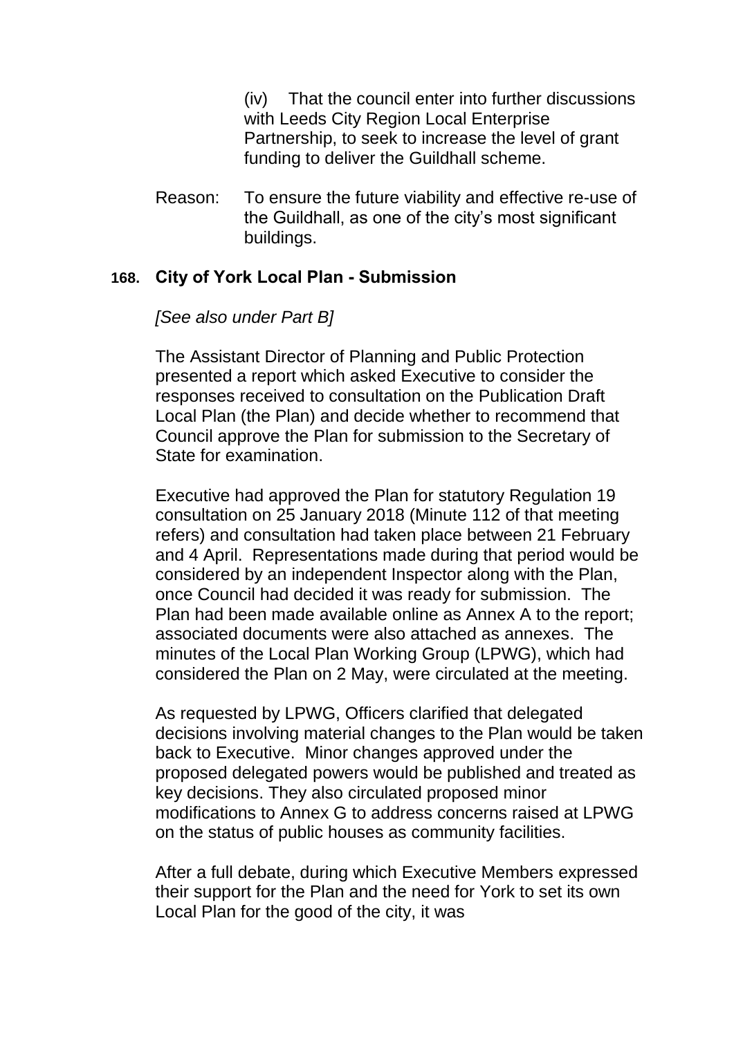(iv) That the council enter into further discussions with Leeds City Region Local Enterprise Partnership, to seek to increase the level of grant funding to deliver the Guildhall scheme.

Reason: To ensure the future viability and effective re-use of the Guildhall, as one of the city's most significant buildings.

### 168. City of York Local Plan - Submission

*[See also under Part B]*

The Assistant Director of Planning and Public Protection presented a report which asked Executive to consider the responses received to consultation on the Publication Draft Local Plan (the Plan) and decide whether to recommend that Council approve the Plan for submission to the Secretary of State for examination.

Executive had approved the Plan for statutory Regulation 19 consultation on 25 January 2018 (Minute 112 of that meeting refers) and consultation had taken place between 21 February and 4 April. Representations made during that period would be considered by an independent Inspector along with the Plan, once Council had decided it was ready for submission. The Plan had been made available online as Annex A to the report; associated documents were also attached as annexes. The minutes of the Local Plan Working Group (LPWG), which had considered the Plan on 2 May, were circulated at the meeting.

As requested by LPWG, Officers clarified that delegated decisions involving material changes to the Plan would be taken back to Executive. Minor changes approved under the proposed delegated powers would be published and treated as key decisions. They also circulated proposed minor modifications to Annex G to address concerns raised at LPWG on the status of public houses as community facilities.

After a full debate, during which Executive Members expressed their support for the Plan and the need for York to set its own Local Plan for the good of the city, it was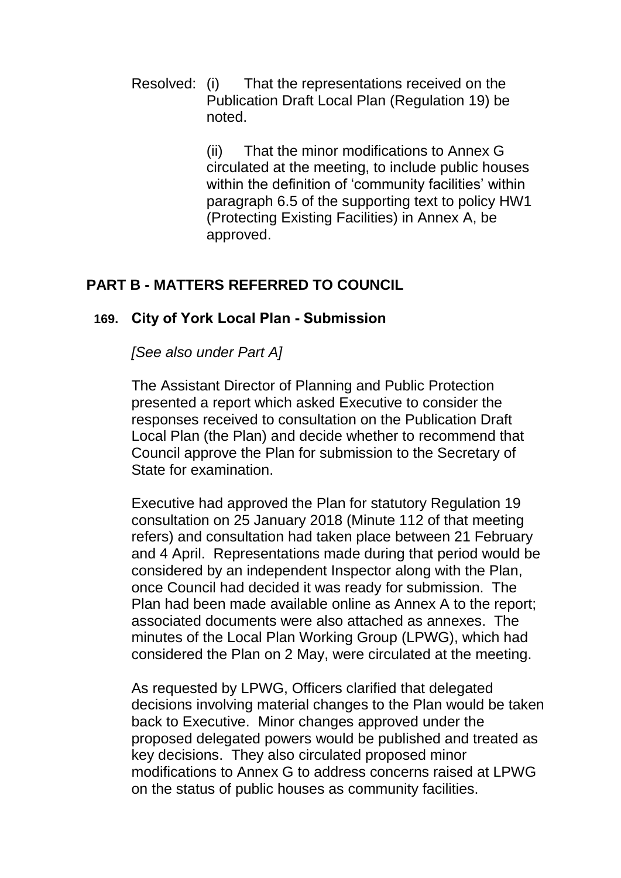Resolved: (i) That the representations received on the Publication Draft Local Plan (Regulation 19) be noted.

(ii) That the minor modifications to Annex G circulated at the meeting, to include public houses within the definition of 'community facilities' within paragraph 6.5 of the supporting text to policy HW1 (Protecting Existing Facilities) in Annex A, be approved.

## PART B - MATTERS REFERRED TO COUNCIL

### 169. City of York Local Plan - Submission

*[See also under Part A]*

The Assistant Director of Planning and Public Protection presented a report which asked Executive to consider the responses received to consultation on the Publication Draft Local Plan (the Plan) and decide whether to recommend that Council approve the Plan for submission to the Secretary of State for examination.

Executive had approved the Plan for statutory Regulation 19 consultation on 25 January 2018 (Minute 112 of that meeting refers) and consultation had taken place between 21 February and 4 April. Representations made during that period would be considered by an independent Inspector along with the Plan, once Council had decided it was ready for submission. The Plan had been made available online as Annex A to the report; associated documents were also attached as annexes. The minutes of the Local Plan Working Group (LPWG), which had considered the Plan on 2 May, were circulated at the meeting.

As requested by LPWG, Officers clarified that delegated decisions involving material changes to the Plan would be taken back to Executive. Minor changes approved under the proposed delegated powers would be published and treated as key decisions. They also circulated proposed minor modifications to Annex G to address concerns raised at LPWG on the status of public houses as community facilities.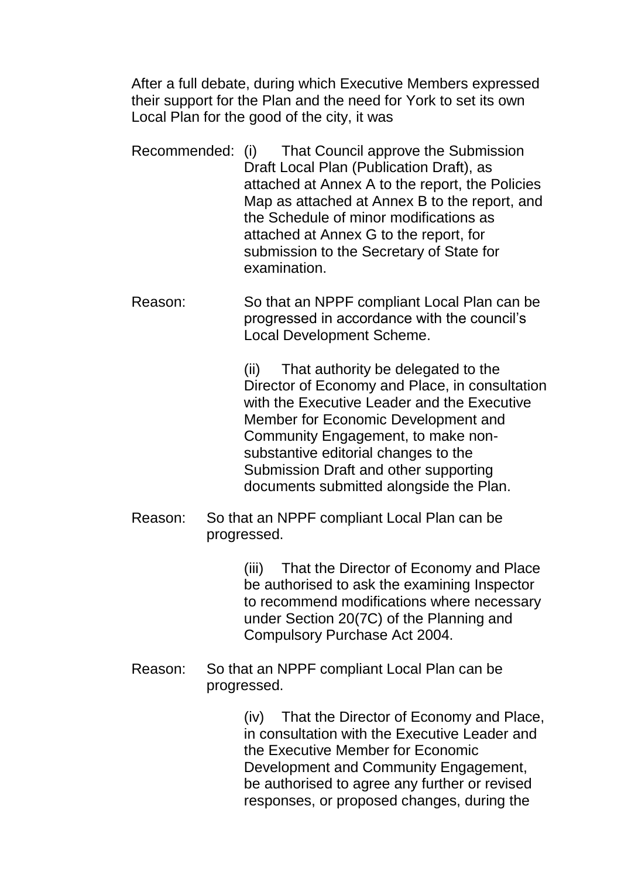After a full debate, during which Executive Members expressed their support for the Plan and the need for York to set its own Local Plan for the good of the city, it was

Recommended: (i) That Council approve the Submission Draft Local Plan (Publication Draft), as attached at Annex A to the report, the Policies Map as attached at Annex B to the report, and the Schedule of minor modifications as attached at Annex G to the report, for submission to the Secretary of State for examination.

Reason: So that an NPPF compliant Local Plan can be progressed in accordance with the council's Local Development Scheme.

(ii) That authority be delegated to the Director of Economy and Place, in consultation with the Executive Leader and the Executive Member for Economic Development and Community Engagement, to make non-substantive editorial changes to the Submission Draft and other supporting documents submitted alongside the Plan.

Reason: So that an NPPF compliant Local Plan can be progressed.

(iii) That the Director of Economy and Place be authorised to ask the examining Inspector to recommend modifications where necessary under Section 20(7C) of the Planning and Compulsory Purchase Act 2004.

Reason: So that an NPPF compliant Local Plan can be progressed.

(iv) That the Director of Economy and Place, in consultation with the Executive Leader and the Executive Member for Economic Development and Community Engagement, be authorised to agree any further or revised responses, or proposed changes, during the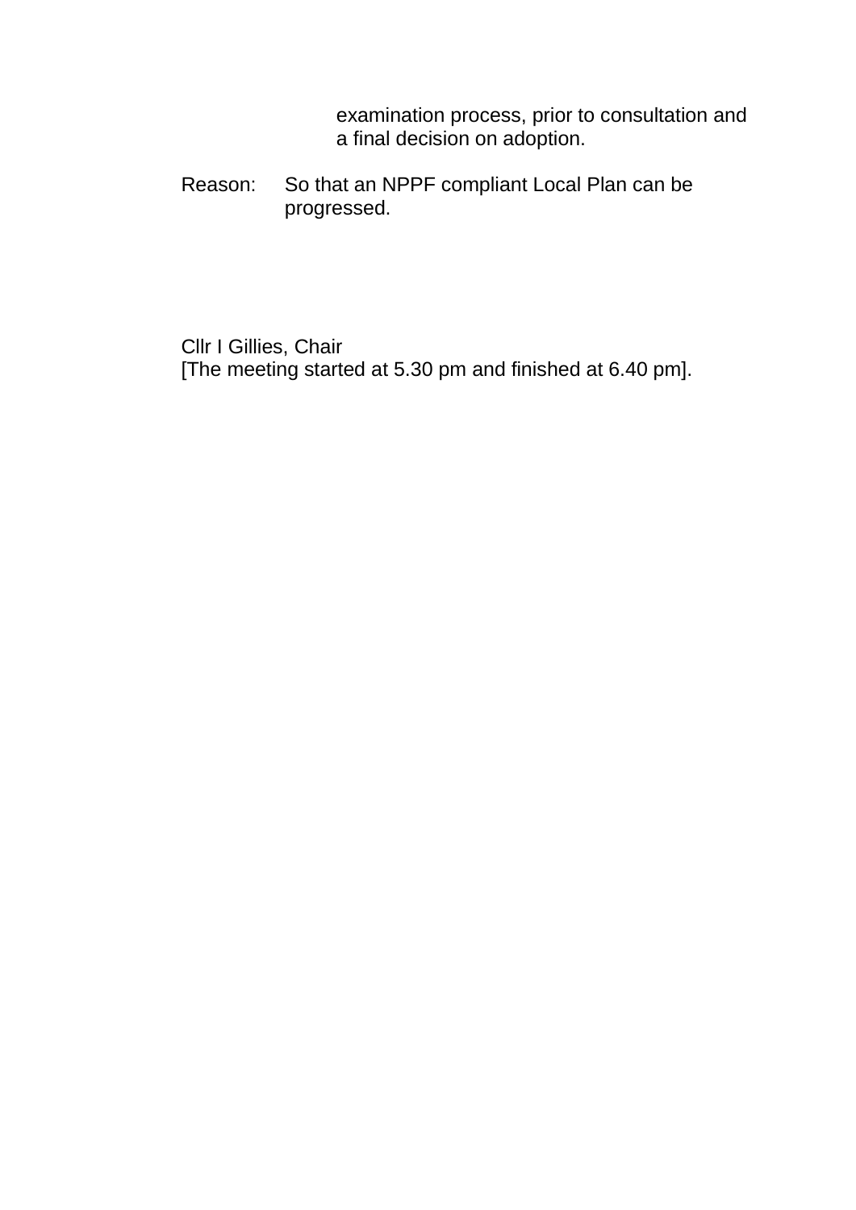examination process, prior to consultation and a final decision on adoption.

Reason: So that an NPPF compliant Local Plan can be progressed.

Cllr I Gillies, Chair
[The meeting started at 5.30 pm and finished at 6.40 pm].